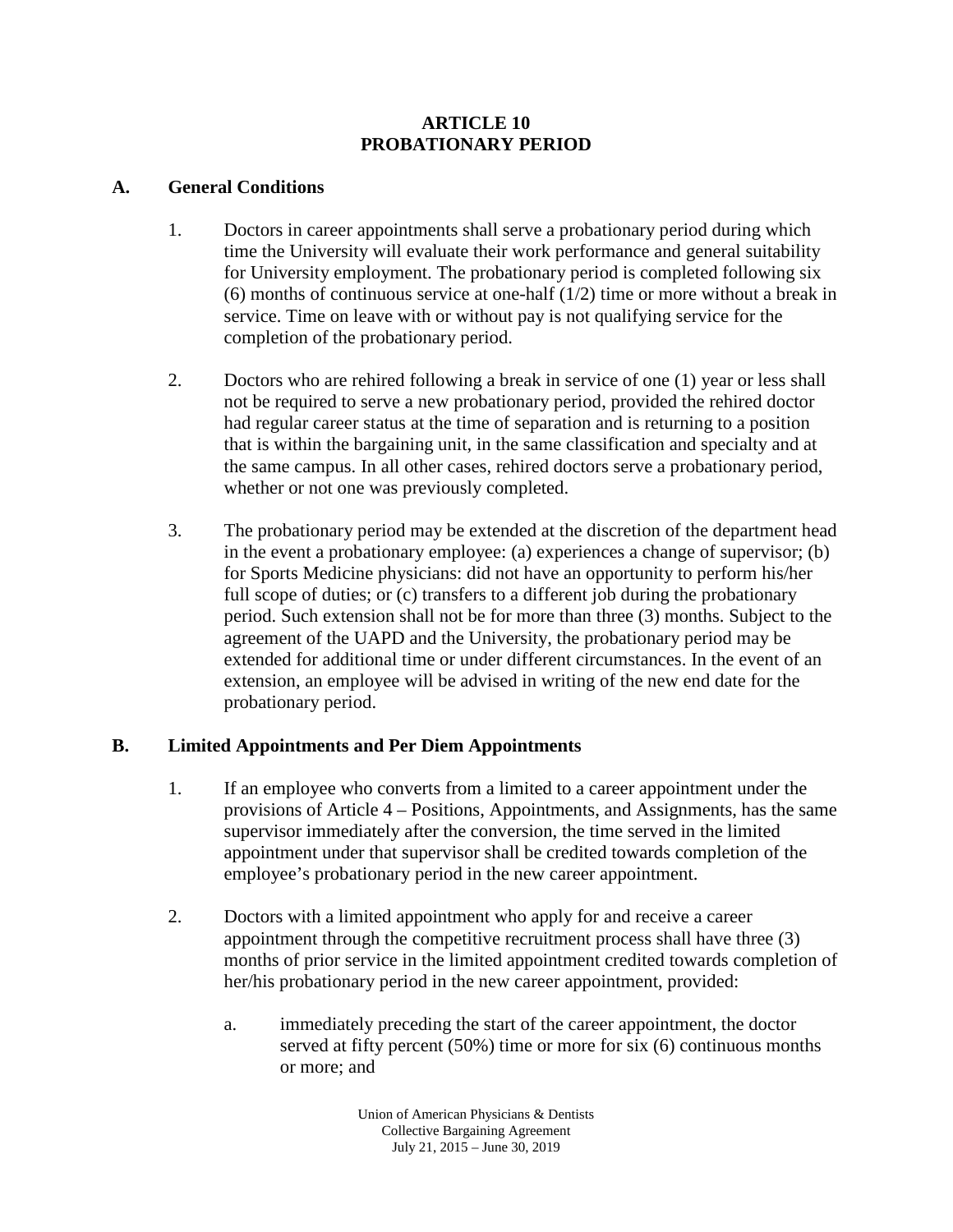# ARTICLE 10
# PROBATIONARY PERIOD

## A. General Conditions

1. Doctors in career appointments shall serve a probationary period during which time the University will evaluate their work performance and general suitability for University employment. The probationary period is completed following six (6) months of continuous service at one-half (1/2) time or more without a break in service. Time on leave with or without pay is not qualifying service for the completion of the probationary period.

2. Doctors who are rehired following a break in service of one (1) year or less shall not be required to serve a new probationary period, provided the rehired doctor had regular career status at the time of separation and is returning to a position that is within the bargaining unit, in the same classification and specialty and at the same campus. In all other cases, rehired doctors serve a probationary period, whether or not one was previously completed.

3. The probationary period may be extended at the discretion of the department head in the event a probationary employee: (a) experiences a change of supervisor; (b) for Sports Medicine physicians: did not have an opportunity to perform his/her full scope of duties; or (c) transfers to a different job during the probationary period. Such extension shall not be for more than three (3) months. Subject to the agreement of the UAPD and the University, the probationary period may be extended for additional time or under different circumstances. In the event of an extension, an employee will be advised in writing of the new end date for the probationary period.

## B. Limited Appointments and Per Diem Appointments

1. If an employee who converts from a limited to a career appointment under the provisions of Article 4 – Positions, Appointments, and Assignments, has the same supervisor immediately after the conversion, the time served in the limited appointment under that supervisor shall be credited towards completion of the employee's probationary period in the new career appointment.

2. Doctors with a limited appointment who apply for and receive a career appointment through the competitive recruitment process shall have three (3) months of prior service in the limited appointment credited towards completion of her/his probationary period in the new career appointment, provided:

   a. immediately preceding the start of the career appointment, the doctor served at fifty percent (50%) time or more for six (6) continuous months or more; and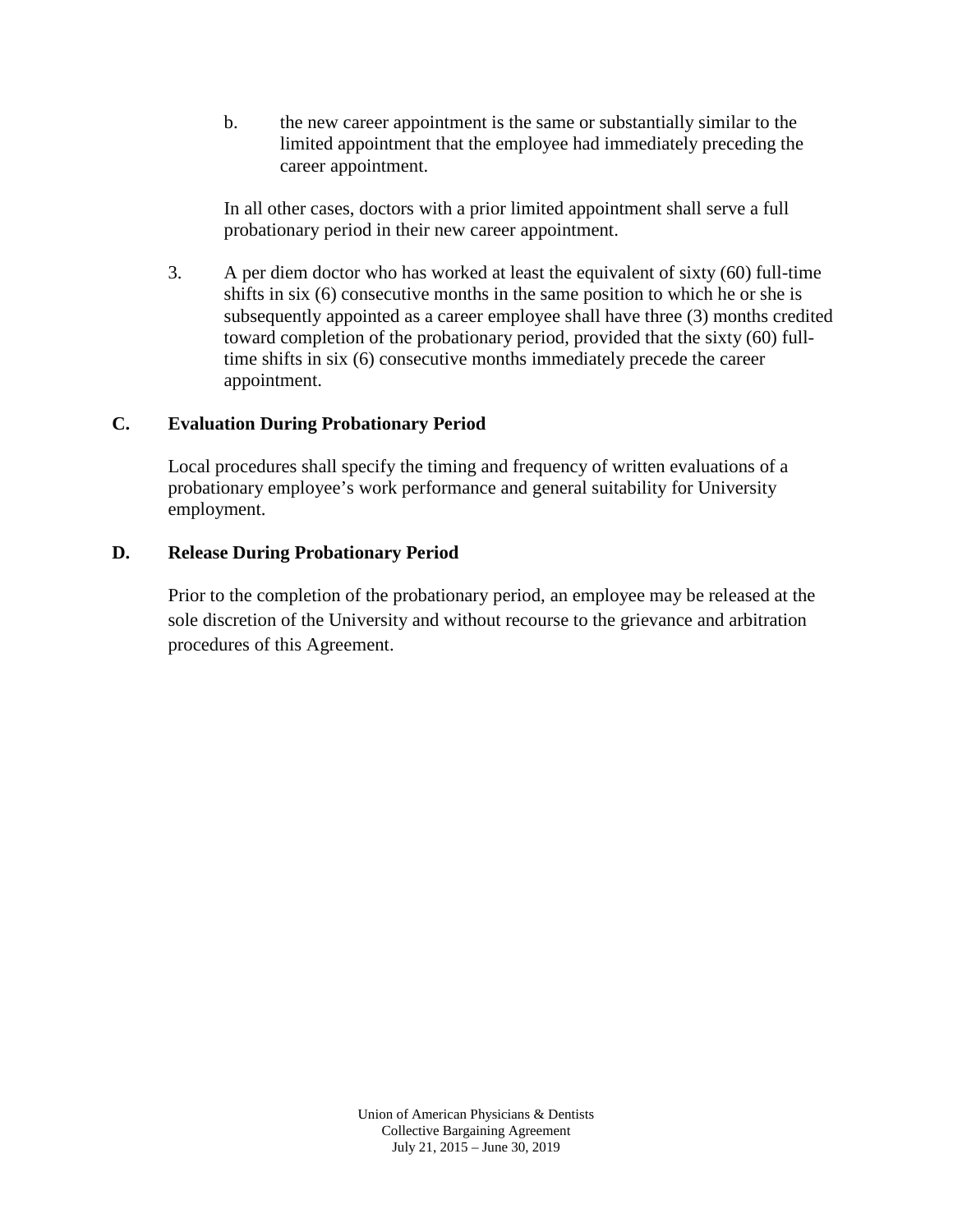b. the new career appointment is the same or substantially similar to the limited appointment that the employee had immediately preceding the career appointment.

In all other cases, doctors with a prior limited appointment shall serve a full probationary period in their new career appointment.

3. A per diem doctor who has worked at least the equivalent of sixty (60) full-time shifts in six (6) consecutive months in the same position to which he or she is subsequently appointed as a career employee shall have three (3) months credited toward completion of the probationary period, provided that the sixty (60) full-time shifts in six (6) consecutive months immediately precede the career appointment.

**C. Evaluation During Probationary Period**

Local procedures shall specify the timing and frequency of written evaluations of a probationary employee's work performance and general suitability for University employment.

**D. Release During Probationary Period**

Prior to the completion of the probationary period, an employee may be released at the sole discretion of the University and without recourse to the grievance and arbitration procedures of this Agreement.